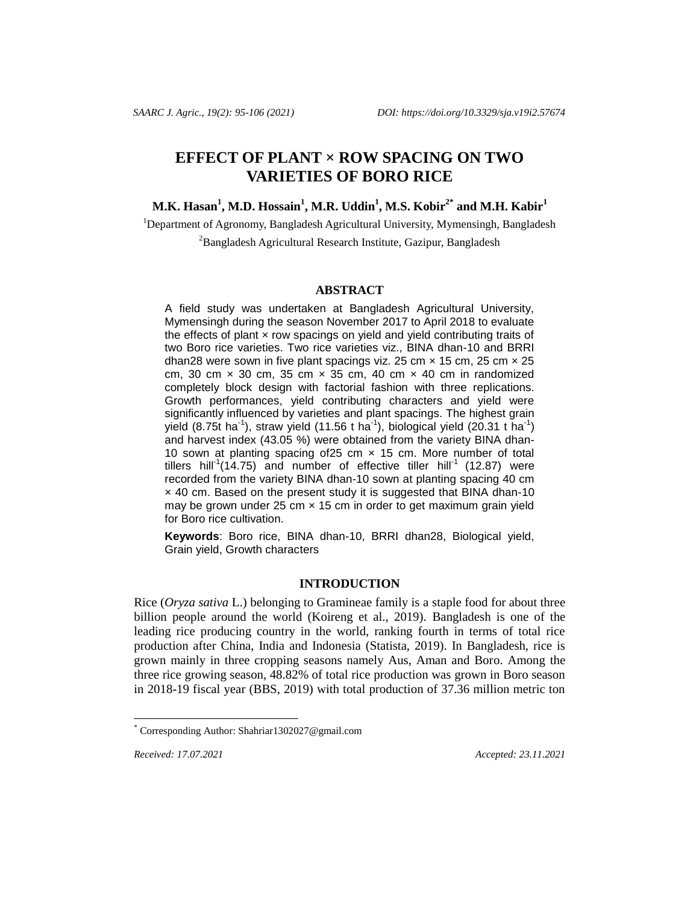# EFFECT OF PLANT × ROW SPACING ON TWO VARIETIES OF BORO RICE

**M.K. Hasan[1], M.D. Hossain[1], M.R. Uddin[1], M.S. Kobir[2*] and M.H. Kabir[1]**

[1]Department of Agronomy, Bangladesh Agricultural University, Mymensingh, Bangladesh

[2]Bangladesh Agricultural Research Institute, Gazipur, Bangladesh

## ABSTRACT

A field study was undertaken at Bangladesh Agricultural University, Mymensingh during the season November 2017 to April 2018 to evaluate the effects of plant × row spacings on yield and yield contributing traits of two Boro rice varieties. Two rice varieties viz., BINA dhan-10 and BRRI dhan28 were sown in five plant spacings viz. 25 cm × 15 cm, 25 cm × 25 cm, 30 cm × 30 cm, 35 cm × 35 cm, 40 cm × 40 cm in randomized completely block design with factorial fashion with three replications. Growth performances, yield contributing characters and yield were significantly influenced by varieties and plant spacings. The highest grain yield (8.75t ha$^{-1}$), straw yield (11.56 t ha$^{-1}$), biological yield (20.31 t ha$^{-1}$) and harvest index (43.05 %) were obtained from the variety BINA dhan-10 sown at planting spacing of25 cm × 15 cm. More number of total tillers hill$^{-1}$(14.75) and number of effective tiller hill$^{-1}$ (12.87) were recorded from the variety BINA dhan-10 sown at planting spacing 40 cm × 40 cm. Based on the present study it is suggested that BINA dhan-10 may be grown under 25 cm × 15 cm in order to get maximum grain yield for Boro rice cultivation.

**Keywords**: Boro rice, BINA dhan-10, BRRI dhan28, Biological yield, Grain yield, Growth characters

## INTRODUCTION

Rice (*Oryza sativa* L.) belonging to Gramineae family is a staple food for about three billion people around the world (Koireng et al., 2019). Bangladesh is one of the leading rice producing country in the world, ranking fourth in terms of total rice production after China, India and Indonesia (Statista, 2019). In Bangladesh, rice is grown mainly in three cropping seasons namely Aus, Aman and Boro. Among the three rice growing season, 48.82% of total rice production was grown in Boro season in 2018-19 fiscal year (BBS, 2019) with total production of 37.36 million metric ton

[*] Corresponding Author: Shahriar1302027@gmail.com

*Received: 17.07.2021* *Accepted: 23.11.2021*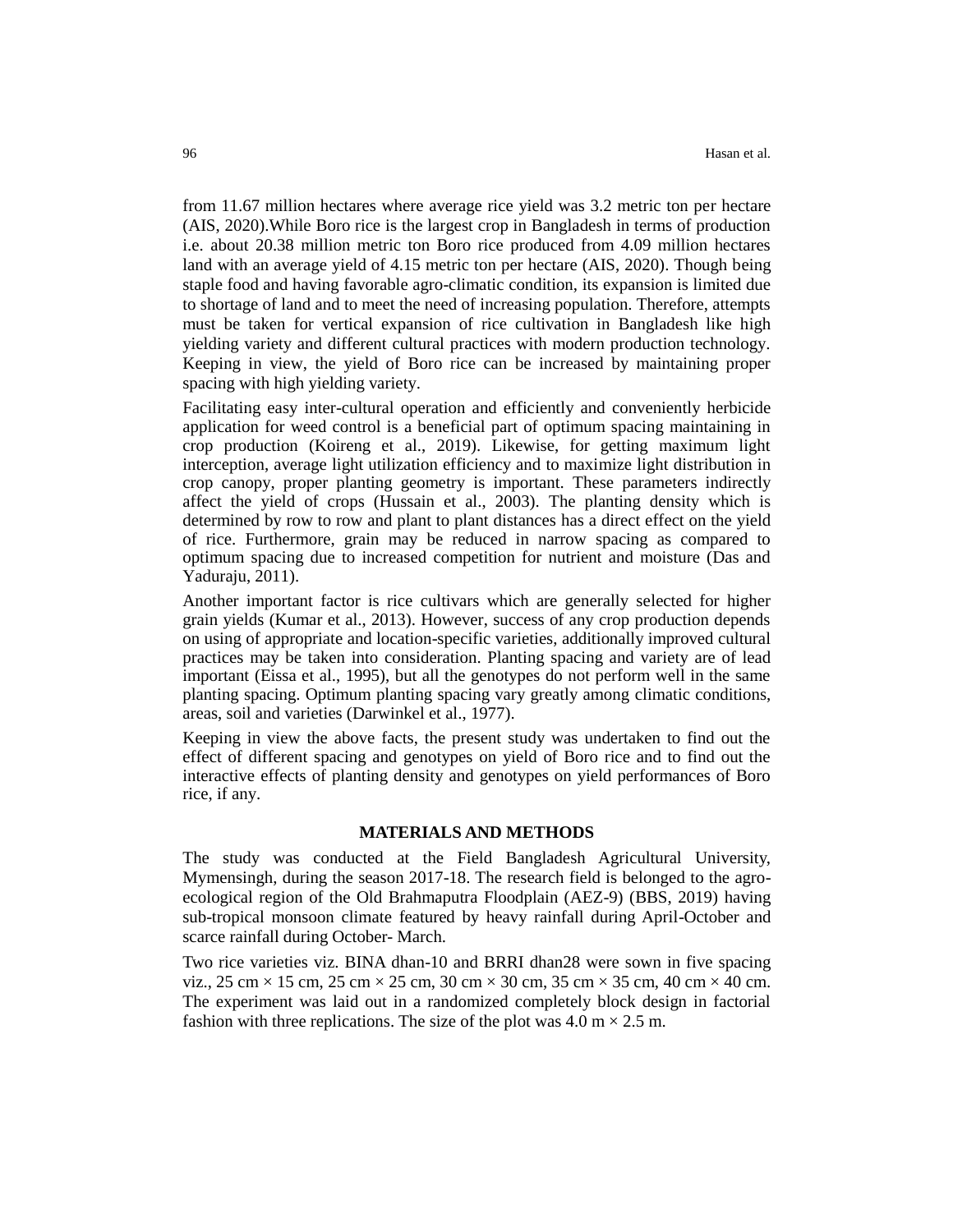from 11.67 million hectares where average rice yield was 3.2 metric ton per hectare (AIS, 2020).While Boro rice is the largest crop in Bangladesh in terms of production i.e. about 20.38 million metric ton Boro rice produced from 4.09 million hectares land with an average yield of 4.15 metric ton per hectare (AIS, 2020). Though being staple food and having favorable agro-climatic condition, its expansion is limited due to shortage of land and to meet the need of increasing population. Therefore, attempts must be taken for vertical expansion of rice cultivation in Bangladesh like high yielding variety and different cultural practices with modern production technology. Keeping in view, the yield of Boro rice can be increased by maintaining proper spacing with high yielding variety.

Facilitating easy inter-cultural operation and efficiently and conveniently herbicide application for weed control is a beneficial part of optimum spacing maintaining in crop production (Koireng et al., 2019). Likewise, for getting maximum light interception, average light utilization efficiency and to maximize light distribution in crop canopy, proper planting geometry is important. These parameters indirectly affect the yield of crops (Hussain et al., 2003). The planting density which is determined by row to row and plant to plant distances has a direct effect on the yield of rice. Furthermore, grain may be reduced in narrow spacing as compared to optimum spacing due to increased competition for nutrient and moisture (Das and Yaduraju, 2011).

Another important factor is rice cultivars which are generally selected for higher grain yields (Kumar et al., 2013). However, success of any crop production depends on using of appropriate and location-specific varieties, additionally improved cultural practices may be taken into consideration. Planting spacing and variety are of lead important (Eissa et al., 1995), but all the genotypes do not perform well in the same planting spacing. Optimum planting spacing vary greatly among climatic conditions, areas, soil and varieties (Darwinkel et al., 1977).

Keeping in view the above facts, the present study was undertaken to find out the effect of different spacing and genotypes on yield of Boro rice and to find out the interactive effects of planting density and genotypes on yield performances of Boro rice, if any.

## MATERIALS AND METHODS

The study was conducted at the Field Bangladesh Agricultural University, Mymensingh, during the season 2017-18. The research field is belonged to the agro-ecological region of the Old Brahmaputra Floodplain (AEZ-9) (BBS, 2019) having sub-tropical monsoon climate featured by heavy rainfall during April-October and scarce rainfall during October- March.

Two rice varieties viz. BINA dhan-10 and BRRI dhan28 were sown in five spacing viz., 25 cm × 15 cm, 25 cm × 25 cm, 30 cm × 30 cm, 35 cm × 35 cm, 40 cm × 40 cm. The experiment was laid out in a randomized completely block design in factorial fashion with three replications. The size of the plot was 4.0 m × 2.5 m.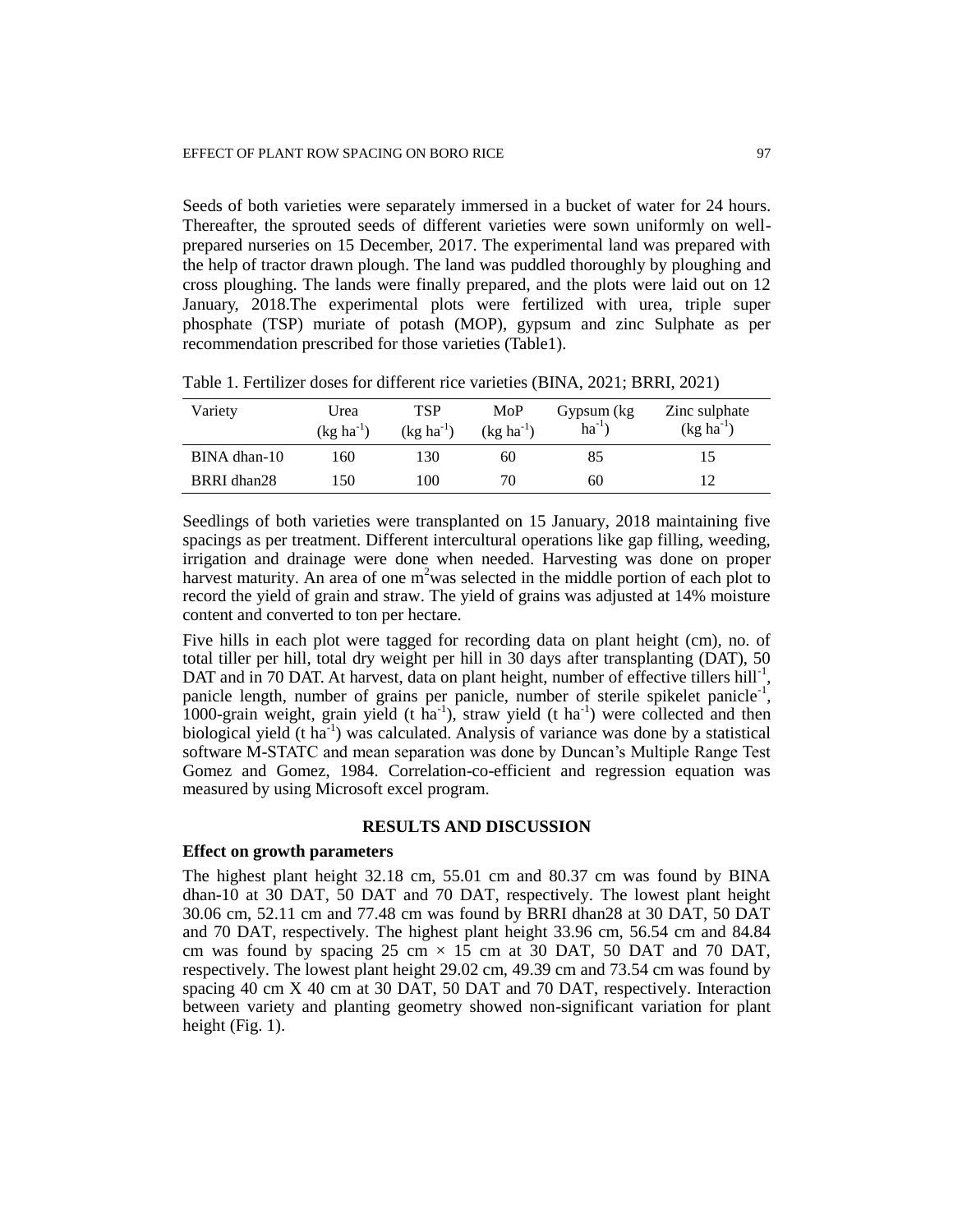Seeds of both varieties were separately immersed in a bucket of water for 24 hours. Thereafter, the sprouted seeds of different varieties were sown uniformly on well-prepared nurseries on 15 December, 2017. The experimental land was prepared with the help of tractor drawn plough. The land was puddled thoroughly by ploughing and cross ploughing. The lands were finally prepared, and the plots were laid out on 12 January, 2018.The experimental plots were fertilized with urea, triple super phosphate (TSP) muriate of potash (MOP), gypsum and zinc Sulphate as per recommendation prescribed for those varieties (Table1).

Table 1. Fertilizer doses for different rice varieties (BINA, 2021; BRRI, 2021)

| Variety | Urea (kg $ha^{-1}$) | TSP (kg $ha^{-1}$) | MoP (kg $ha^{-1}$) | Gypsum (kg $ha^{-1}$) | Zinc sulphate (kg $ha^{-1}$) |
|---|---|---|---|---|---|
| BINA dhan-10 | 160 | 130 | 60 | 85 | 15 |
| BRRI dhan28 | 150 | 100 | 70 | 60 | 12 |

Seedlings of both varieties were transplanted on 15 January, 2018 maintaining five spacings as per treatment. Different intercultural operations like gap filling, weeding, irrigation and drainage were done when needed. Harvesting was done on proper harvest maturity. An area of one $m^2$was selected in the middle portion of each plot to record the yield of grain and straw. The yield of grains was adjusted at 14% moisture content and converted to ton per hectare.

Five hills in each plot were tagged for recording data on plant height (cm), no. of total tiller per hill, total dry weight per hill in 30 days after transplanting (DAT), 50 DAT and in 70 DAT. At harvest, data on plant height, number of effective tillers $hill^{-1}$, panicle length, number of grains per panicle, number of sterile spikelet $panicle^{-1}$, 1000-grain weight, grain yield (t $ha^{-1}$), straw yield (t $ha^{-1}$) were collected and then biological yield (t $ha^{-1}$) was calculated. Analysis of variance was done by a statistical software M-STATC and mean separation was done by Duncan's Multiple Range Test Gomez and Gomez, 1984. Correlation-co-efficient and regression equation was measured by using Microsoft excel program.

## RESULTS AND DISCUSSION

### Effect on growth parameters

The highest plant height 32.18 cm, 55.01 cm and 80.37 cm was found by BINA dhan-10 at 30 DAT, 50 DAT and 70 DAT, respectively. The lowest plant height 30.06 cm, 52.11 cm and 77.48 cm was found by BRRI dhan28 at 30 DAT, 50 DAT and 70 DAT, respectively. The highest plant height 33.96 cm, 56.54 cm and 84.84 cm was found by spacing 25 cm × 15 cm at 30 DAT, 50 DAT and 70 DAT, respectively. The lowest plant height 29.02 cm, 49.39 cm and 73.54 cm was found by spacing 40 cm X 40 cm at 30 DAT, 50 DAT and 70 DAT, respectively. Interaction between variety and planting geometry showed non-significant variation for plant height (Fig. 1).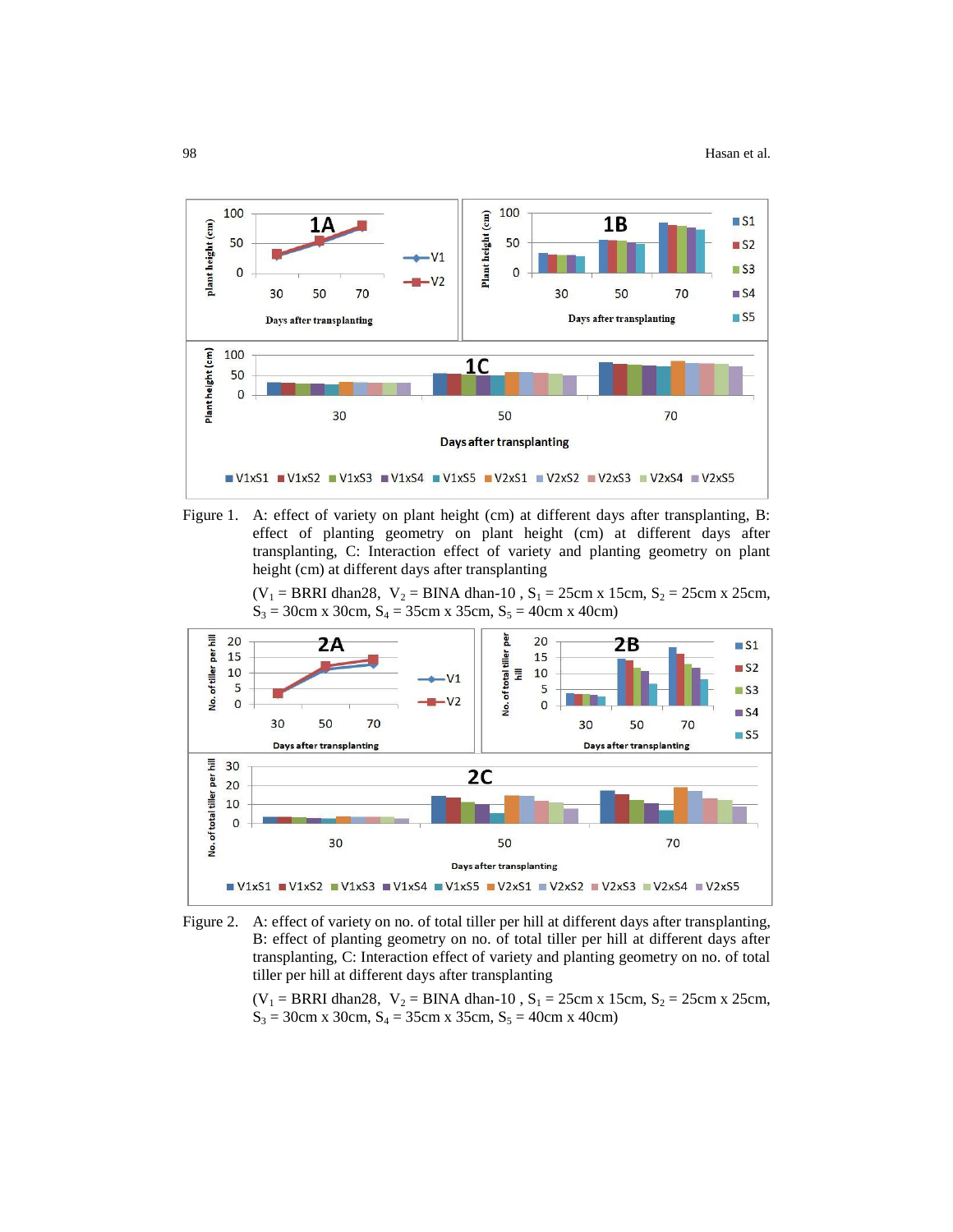Figure 1. A: effect of variety on plant height (cm) at different days after transplanting, B: effect of planting geometry on plant height (cm) at different days after transplanting, C: Interaction effect of variety and planting geometry on plant height (cm) at different days after transplanting

($V_1$ = BRRI dhan28, $V_2$ = BINA dhan-10 , $S_1$ = 25cm x 15cm, $S_2$ = 25cm x 25cm, $S_3$ = 30cm x 30cm, $S_4$ = 35cm x 35cm, $S_5$ = 40cm x 40cm)

Figure 2. A: effect of variety on no. of total tiller per hill at different days after transplanting, B: effect of planting geometry on no. of total tiller per hill at different days after transplanting, C: Interaction effect of variety and planting geometry on no. of total tiller per hill at different days after transplanting

($V_1$ = BRRI dhan28, $V_2$ = BINA dhan-10 , $S_1$ = 25cm x 15cm, $S_2$ = 25cm x 25cm, $S_3$ = 30cm x 30cm, $S_4$ = 35cm x 35cm, $S_5$ = 40cm x 40cm)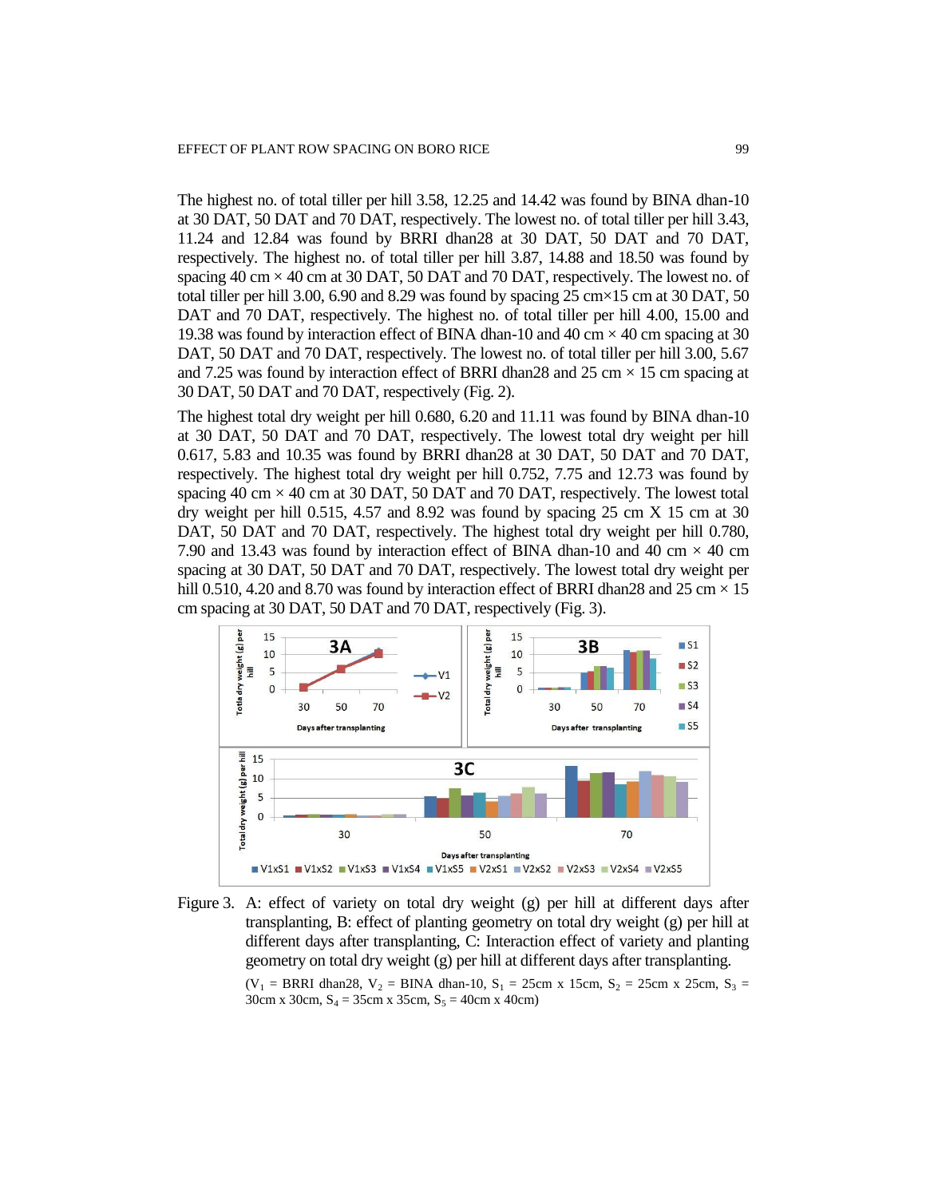The highest no. of total tiller per hill 3.58, 12.25 and 14.42 was found by BINA dhan-10 at 30 DAT, 50 DAT and 70 DAT, respectively. The lowest no. of total tiller per hill 3.43, 11.24 and 12.84 was found by BRRI dhan28 at 30 DAT, 50 DAT and 70 DAT, respectively. The highest no. of total tiller per hill 3.87, 14.88 and 18.50 was found by spacing 40 cm × 40 cm at 30 DAT, 50 DAT and 70 DAT, respectively. The lowest no. of total tiller per hill 3.00, 6.90 and 8.29 was found by spacing 25 cm×15 cm at 30 DAT, 50 DAT and 70 DAT, respectively. The highest no. of total tiller per hill 4.00, 15.00 and 19.38 was found by interaction effect of BINA dhan-10 and 40 cm × 40 cm spacing at 30 DAT, 50 DAT and 70 DAT, respectively. The lowest no. of total tiller per hill 3.00, 5.67 and 7.25 was found by interaction effect of BRRI dhan28 and 25 cm × 15 cm spacing at 30 DAT, 50 DAT and 70 DAT, respectively (Fig. 2).

The highest total dry weight per hill 0.680, 6.20 and 11.11 was found by BINA dhan-10 at 30 DAT, 50 DAT and 70 DAT, respectively. The lowest total dry weight per hill 0.617, 5.83 and 10.35 was found by BRRI dhan28 at 30 DAT, 50 DAT and 70 DAT, respectively. The highest total dry weight per hill 0.752, 7.75 and 12.73 was found by spacing 40 cm × 40 cm at 30 DAT, 50 DAT and 70 DAT, respectively. The lowest total dry weight per hill 0.515, 4.57 and 8.92 was found by spacing 25 cm X 15 cm at 30 DAT, 50 DAT and 70 DAT, respectively. The highest total dry weight per hill 0.780, 7.90 and 13.43 was found by interaction effect of BINA dhan-10 and 40 cm × 40 cm spacing at 30 DAT, 50 DAT and 70 DAT, respectively. The lowest total dry weight per hill 0.510, 4.20 and 8.70 was found by interaction effect of BRRI dhan28 and 25 cm × 15 cm spacing at 30 DAT, 50 DAT and 70 DAT, respectively (Fig. 3).

Figure 3. A: effect of variety on total dry weight (g) per hill at different days after transplanting, B: effect of planting geometry on total dry weight (g) per hill at different days after transplanting, C: Interaction effect of variety and planting geometry on total dry weight (g) per hill at different days after transplanting.

($V_1$ = BRRI dhan28, $V_2$ = BINA dhan-10, $S_1$ = 25cm x 15cm, $S_2$ = 25cm x 25cm, $S_3$ = 30cm x 30cm, $S_4$ = 35cm x 35cm, $S_5$ = 40cm x 40cm)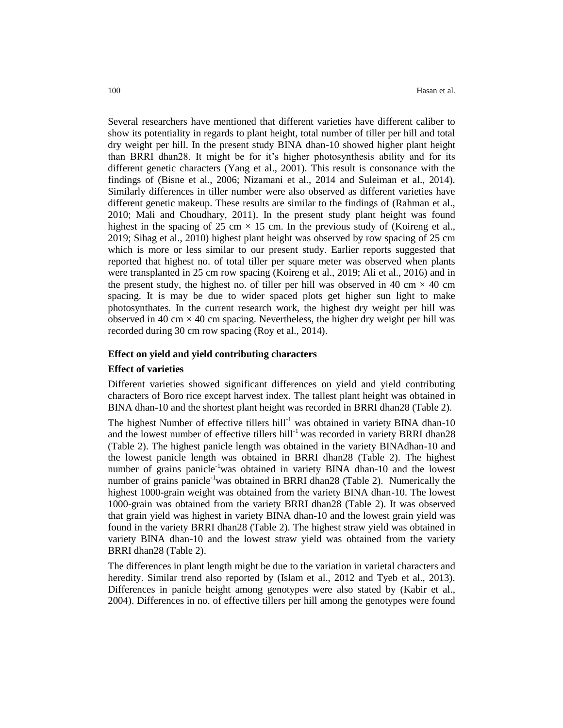Several researchers have mentioned that different varieties have different caliber to show its potentiality in regards to plant height, total number of tiller per hill and total dry weight per hill. In the present study BINA dhan-10 showed higher plant height than BRRI dhan28. It might be for it's higher photosynthesis ability and for its different genetic characters (Yang et al., 2001). This result is consonance with the findings of (Bisne et al., 2006; Nizamani et al., 2014 and Suleiman et al., 2014). Similarly differences in tiller number were also observed as different varieties have different genetic makeup. These results are similar to the findings of (Rahman et al., 2010; Mali and Choudhary, 2011). In the present study plant height was found highest in the spacing of 25 cm × 15 cm. In the previous study of (Koireng et al., 2019; Sihag et al., 2010) highest plant height was observed by row spacing of 25 cm which is more or less similar to our present study. Earlier reports suggested that reported that highest no. of total tiller per square meter was observed when plants were transplanted in 25 cm row spacing (Koireng et al., 2019; Ali et al., 2016) and in the present study, the highest no. of tiller per hill was observed in 40 cm × 40 cm spacing. It is may be due to wider spaced plots get higher sun light to make photosynthates. In the current research work, the highest dry weight per hill was observed in 40 cm × 40 cm spacing. Nevertheless, the higher dry weight per hill was recorded during 30 cm row spacing (Roy et al., 2014).

### Effect on yield and yield contributing characters

#### Effect of varieties

Different varieties showed significant differences on yield and yield contributing characters of Boro rice except harvest index. The tallest plant height was obtained in BINA dhan-10 and the shortest plant height was recorded in BRRI dhan28 (Table 2).

The highest Number of effective tillers hill$^{-1}$ was obtained in variety BINA dhan-10 and the lowest number of effective tillers hill$^{-1}$ was recorded in variety BRRI dhan28 (Table 2). The highest panicle length was obtained in the variety BINAdhan-10 and the lowest panicle length was obtained in BRRI dhan28 (Table 2). The highest number of grains panicle$^{-1}$was obtained in variety BINA dhan-10 and the lowest number of grains panicle$^{-1}$was obtained in BRRI dhan28 (Table 2). Numerically the highest 1000-grain weight was obtained from the variety BINA dhan-10. The lowest 1000-grain was obtained from the variety BRRI dhan28 (Table 2). It was observed that grain yield was highest in variety BINA dhan-10 and the lowest grain yield was found in the variety BRRI dhan28 (Table 2). The highest straw yield was obtained in variety BINA dhan-10 and the lowest straw yield was obtained from the variety BRRI dhan28 (Table 2).

The differences in plant length might be due to the variation in varietal characters and heredity. Similar trend also reported by (Islam et al., 2012 and Tyeb et al., 2013). Differences in panicle height among genotypes were also stated by (Kabir et al., 2004). Differences in no. of effective tillers per hill among the genotypes were found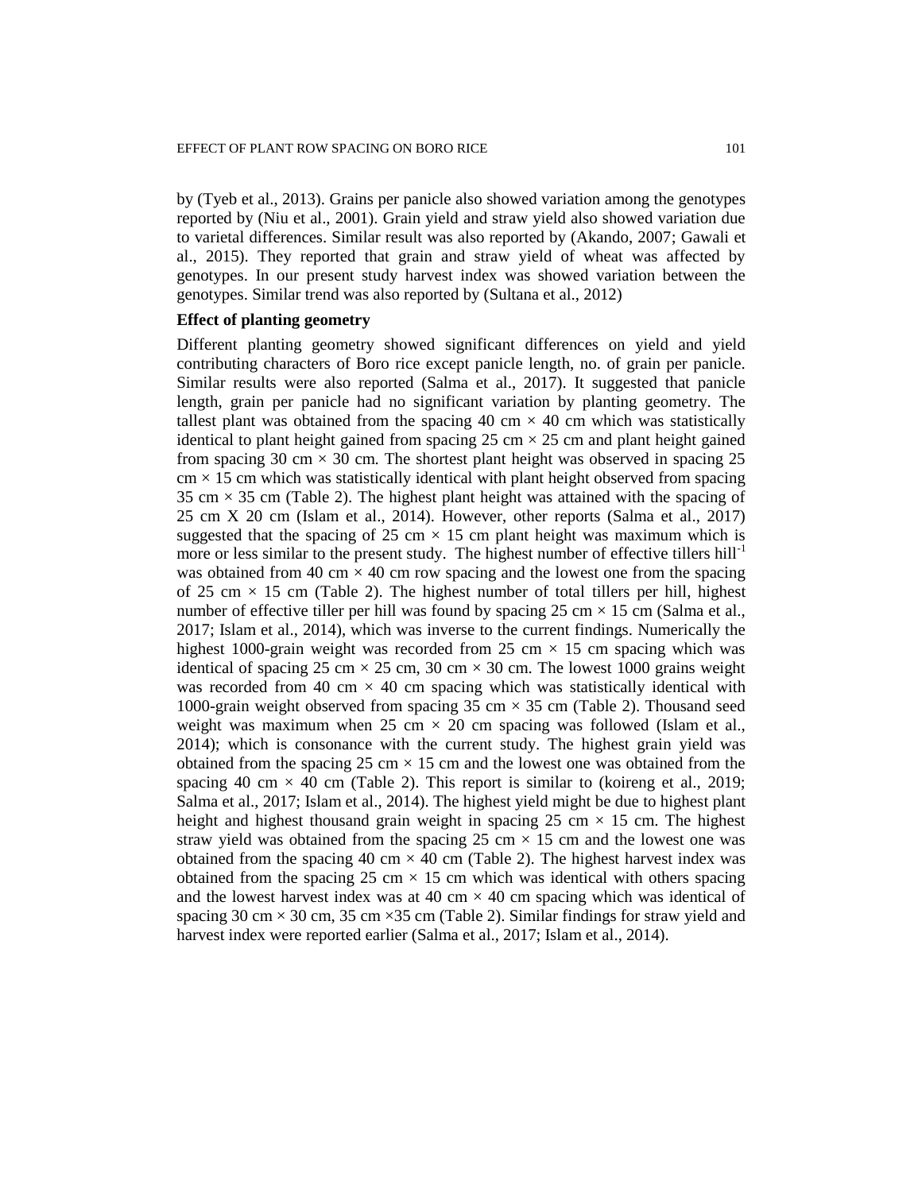by (Tyeb et al., 2013). Grains per panicle also showed variation among the genotypes reported by (Niu et al., 2001). Grain yield and straw yield also showed variation due to varietal differences. Similar result was also reported by (Akando, 2007; Gawali et al., 2015). They reported that grain and straw yield of wheat was affected by genotypes. In our present study harvest index was showed variation between the genotypes. Similar trend was also reported by (Sultana et al., 2012)

**Effect of planting geometry**

Different planting geometry showed significant differences on yield and yield contributing characters of Boro rice except panicle length, no. of grain per panicle. Similar results were also reported (Salma et al., 2017). It suggested that panicle length, grain per panicle had no significant variation by planting geometry. The tallest plant was obtained from the spacing 40 cm × 40 cm which was statistically identical to plant height gained from spacing 25 cm × 25 cm and plant height gained from spacing 30 cm × 30 cm. The shortest plant height was observed in spacing 25 cm × 15 cm which was statistically identical with plant height observed from spacing 35 cm × 35 cm (Table 2). The highest plant height was attained with the spacing of 25 cm X 20 cm (Islam et al., 2014). However, other reports (Salma et al., 2017) suggested that the spacing of 25 cm × 15 cm plant height was maximum which is more or less similar to the present study. The highest number of effective tillers hill$^{-1}$ was obtained from 40 cm × 40 cm row spacing and the lowest one from the spacing of 25 cm × 15 cm (Table 2). The highest number of total tillers per hill, highest number of effective tiller per hill was found by spacing 25 cm × 15 cm (Salma et al., 2017; Islam et al., 2014), which was inverse to the current findings. Numerically the highest 1000-grain weight was recorded from 25 cm × 15 cm spacing which was identical of spacing 25 cm × 25 cm, 30 cm × 30 cm. The lowest 1000 grains weight was recorded from 40 cm × 40 cm spacing which was statistically identical with 1000-grain weight observed from spacing 35 cm × 35 cm (Table 2). Thousand seed weight was maximum when 25 cm × 20 cm spacing was followed (Islam et al., 2014); which is consonance with the current study. The highest grain yield was obtained from the spacing 25 cm × 15 cm and the lowest one was obtained from the spacing 40 cm × 40 cm (Table 2). This report is similar to (koireng et al., 2019; Salma et al., 2017; Islam et al., 2014). The highest yield might be due to highest plant height and highest thousand grain weight in spacing 25 cm × 15 cm. The highest straw yield was obtained from the spacing 25 cm × 15 cm and the lowest one was obtained from the spacing 40 cm × 40 cm (Table 2). The highest harvest index was obtained from the spacing 25 cm × 15 cm which was identical with others spacing and the lowest harvest index was at 40 cm × 40 cm spacing which was identical of spacing 30 cm × 30 cm, 35 cm ×35 cm (Table 2). Similar findings for straw yield and harvest index were reported earlier (Salma et al., 2017; Islam et al., 2014).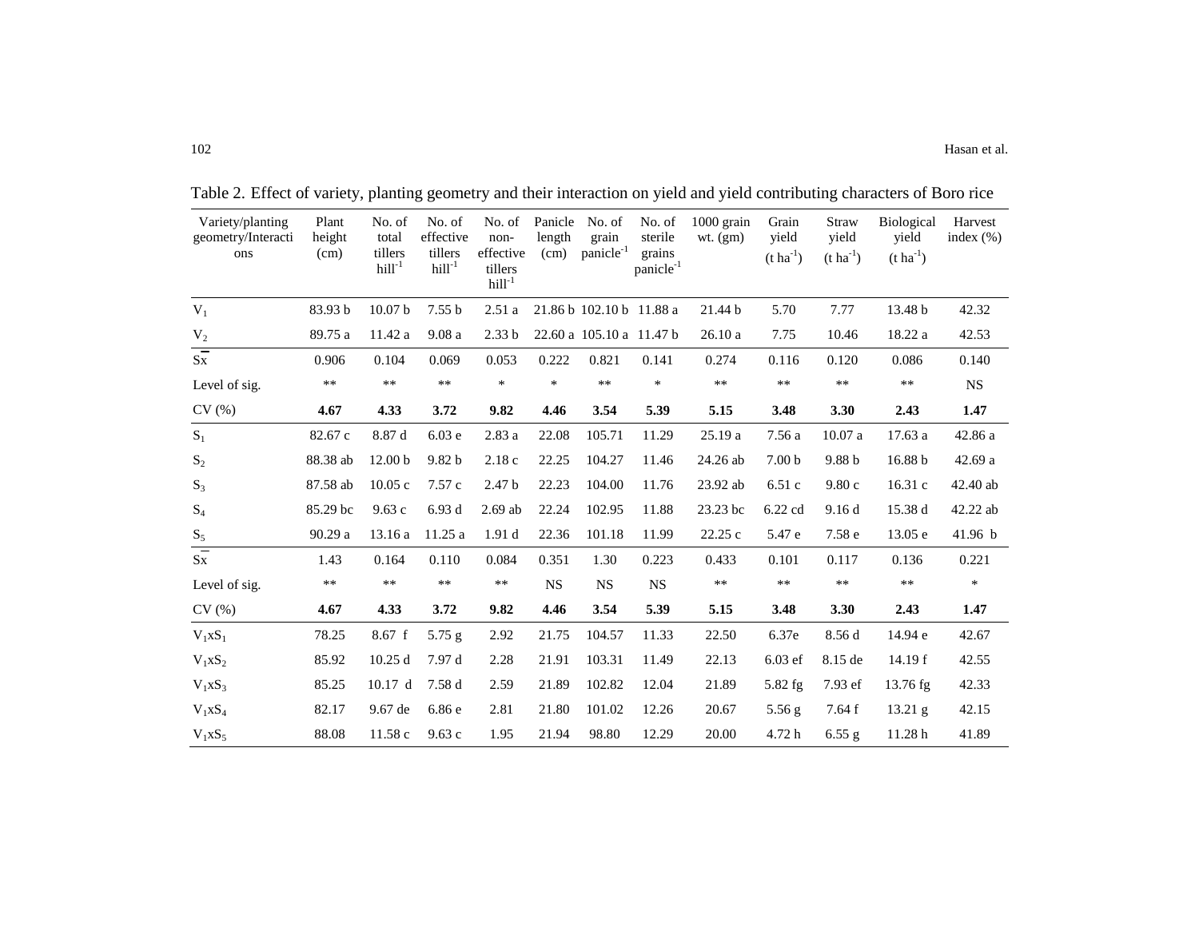Table 2. Effect of variety, planting geometry and their interaction on yield and yield contributing characters of Boro rice

| Variety/planting geometry/Interactions | Plant height (cm) | No. of total tillers hill$^{-1}$ | No. of effective tillers hill$^{-1}$ | No. of non-effective tillers hill$^{-1}$ | Panicle length (cm) | No. of grain panicle$^{-1}$ | No. of sterile grains panicle$^{-1}$ | 1000 grain wt. (gm) | Grain yield (t ha$^{-1}$) | Straw yield (t ha$^{-1}$) | Biological yield (t ha$^{-1}$) | Harvest index (%) |
|---|---|---|---|---|---|---|---|---|---|---|---|---|
| $V_1$ | 83.93 b | 10.07 b | 7.55 b | 2.51 a | 21.86 b | 102.10 b | 11.88 a | 21.44 b | 5.70 | 7.77 | 13.48 b | 42.32 |
| $V_2$ | 89.75 a | 11.42 a | 9.08 a | 2.33 b | 22.60 a | 105.10 a | 11.47 b | 26.10 a | 7.75 | 10.46 | 18.22 a | 42.53 |
| $S\bar{x}$ | 0.906 | 0.104 | 0.069 | 0.053 | 0.222 | 0.821 | 0.141 | 0.274 | 0.116 | 0.120 | 0.086 | 0.140 |
| Level of sig. | ** | ** | ** | * | * | ** | * | ** | ** | ** | ** | NS |
| CV (%) | **4.67** | **4.33** | **3.72** | **9.82** | **4.46** | **3.54** | **5.39** | **5.15** | **3.48** | **3.30** | **2.43** | **1.47** |
| $S_1$ | 82.67 c | 8.87 d | 6.03 e | 2.83 a | 22.08 | 105.71 | 11.29 | 25.19 a | 7.56 a | 10.07 a | 17.63 a | 42.86 a |
| $S_2$ | 88.38 ab | 12.00 b | 9.82 b | 2.18 c | 22.25 | 104.27 | 11.46 | 24.26 ab | 7.00 b | 9.88 b | 16.88 b | 42.69 a |
| $S_3$ | 87.58 ab | 10.05 c | 7.57 c | 2.47 b | 22.23 | 104.00 | 11.76 | 23.92 ab | 6.51 c | 9.80 c | 16.31 c | 42.40 ab |
| $S_4$ | 85.29 bc | 9.63 c | 6.93 d | 2.69 ab | 22.24 | 102.95 | 11.88 | 23.23 bc | 6.22 cd | 9.16 d | 15.38 d | 42.22 ab |
| $S_5$ | 90.29 a | 13.16 a | 11.25 a | 1.91 d | 22.36 | 101.18 | 11.99 | 22.25 c | 5.47 e | 7.58 e | 13.05 e | 41.96 b |
| $S\bar{x}$ | 1.43 | 0.164 | 0.110 | 0.084 | 0.351 | 1.30 | 0.223 | 0.433 | 0.101 | 0.117 | 0.136 | 0.221 |
| Level of sig. | ** | ** | ** | ** | NS | NS | NS | ** | ** | ** | ** | * |
| CV (%) | **4.67** | **4.33** | **3.72** | **9.82** | **4.46** | **3.54** | **5.39** | **5.15** | **3.48** | **3.30** | **2.43** | **1.47** |
| $V_1xS_1$ | 78.25 | 8.67 f | 5.75 g | 2.92 | 21.75 | 104.57 | 11.33 | 22.50 | 6.37e | 8.56 d | 14.94 e | 42.67 |
| $V_1xS_2$ | 85.92 | 10.25 d | 7.97 d | 2.28 | 21.91 | 103.31 | 11.49 | 22.13 | 6.03 ef | 8.15 de | 14.19 f | 42.55 |
| $V_1xS_3$ | 85.25 | 10.17 d | 7.58 d | 2.59 | 21.89 | 102.82 | 12.04 | 21.89 | 5.82 fg | 7.93 ef | 13.76 fg | 42.33 |
| $V_1xS_4$ | 82.17 | 9.67 de | 6.86 e | 2.81 | 21.80 | 101.02 | 12.26 | 20.67 | 5.56 g | 7.64 f | 13.21 g | 42.15 |
| $V_1xS_5$ | 88.08 | 11.58 c | 9.63 c | 1.95 | 21.94 | 98.80 | 12.29 | 20.00 | 4.72 h | 6.55 g | 11.28 h | 41.89 |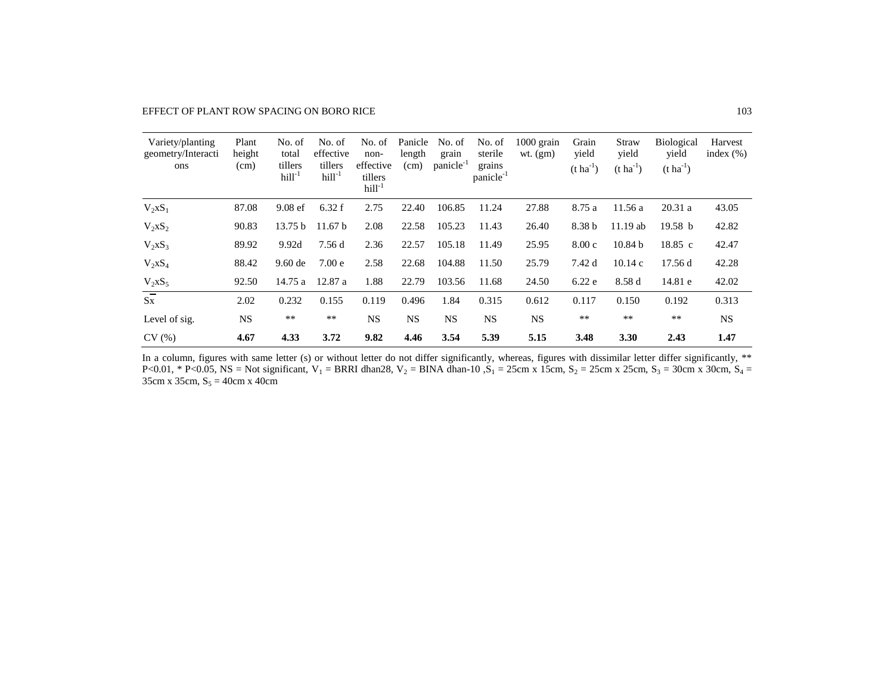| Variety/planting geometry/Interactions | Plant height (cm) | No. of total tillers $hill^{-1}$ | No. of effective tillers $hill^{-1}$ | No. of non-effective tillers $hill^{-1}$ | Panicle length (cm) | No. of grain $panicle^{-1}$ | No. of sterile grains $panicle^{-1}$ | 1000 grain wt. (gm) | Grain yield ($t\ ha^{-1}$) | Straw yield ($t\ ha^{-1}$) | Biological yield ($t\ ha^{-1}$) | Harvest index (%) |
|---|---|---|---|---|---|---|---|---|---|---|---|---|
| $V_2xS_1$ | 87.08 | 9.08 ef | 6.32 f | 2.75 | 22.40 | 106.85 | 11.24 | 27.88 | 8.75 a | 11.56 a | 20.31 a | 43.05 |
| $V_2xS_2$ | 90.83 | 13.75 b | 11.67 b | 2.08 | 22.58 | 105.23 | 11.43 | 26.40 | 8.38 b | 11.19 ab | 19.58 b | 42.82 |
| $V_2xS_3$ | 89.92 | 9.92d | 7.56 d | 2.36 | 22.57 | 105.18 | 11.49 | 25.95 | 8.00 c | 10.84 b | 18.85 c | 42.47 |
| $V_2xS_4$ | 88.42 | 9.60 de | 7.00 e | 2.58 | 22.68 | 104.88 | 11.50 | 25.79 | 7.42 d | 10.14 c | 17.56 d | 42.28 |
| $V_2xS_5$ | 92.50 | 14.75 a | 12.87 a | 1.88 | 22.79 | 103.56 | 11.68 | 24.50 | 6.22 e | 8.58 d | 14.81 e | 42.02 |
| $S\bar{x}$ | 2.02 | 0.232 | 0.155 | 0.119 | 0.496 | 1.84 | 0.315 | 0.612 | 0.117 | 0.150 | 0.192 | 0.313 |
| Level of sig. | NS | ** | ** | NS | NS | NS | NS | NS | ** | ** | ** | NS |
| CV (%) | **4.67** | **4.33** | **3.72** | **9.82** | **4.46** | **3.54** | **5.39** | **5.15** | **3.48** | **3.30** | **2.43** | **1.47** |

In a column, figures with same letter (s) or without letter do not differ significantly, whereas, figures with dissimilar letter differ significantly, ** $P<0.01$, * $P<0.05$, NS = Not significant, $V_1$ = BRRI dhan28, $V_2$ = BINA dhan-10 ,$S_1$ = 25cm x 15cm, $S_2$ = 25cm x 25cm, $S_3$ = 30cm x 30cm, $S_4$ = 35cm x 35cm, $S_5$ = 40cm x 40cm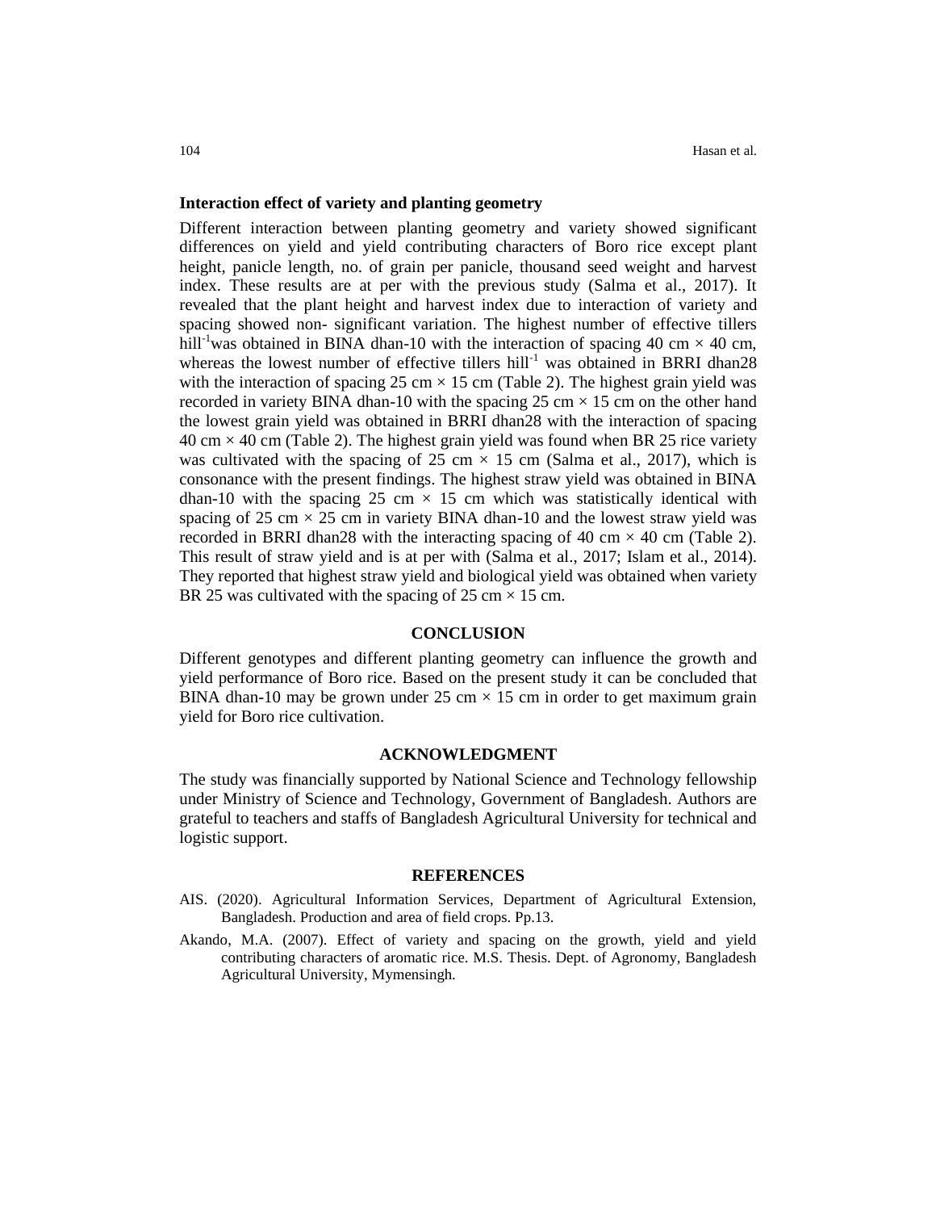### Interaction effect of variety and planting geometry

Different interaction between planting geometry and variety showed significant differences on yield and yield contributing characters of Boro rice except plant height, panicle length, no. of grain per panicle, thousand seed weight and harvest index. These results are at per with the previous study (Salma et al., 2017). It revealed that the plant height and harvest index due to interaction of variety and spacing showed non- significant variation. The highest number of effective tillers hill$^{-1}$was obtained in BINA dhan-10 with the interaction of spacing 40 cm × 40 cm, whereas the lowest number of effective tillers hill$^{-1}$ was obtained in BRRI dhan28 with the interaction of spacing 25 cm × 15 cm (Table 2). The highest grain yield was recorded in variety BINA dhan-10 with the spacing 25 cm × 15 cm on the other hand the lowest grain yield was obtained in BRRI dhan28 with the interaction of spacing 40 cm × 40 cm (Table 2). The highest grain yield was found when BR 25 rice variety was cultivated with the spacing of 25 cm × 15 cm (Salma et al., 2017), which is consonance with the present findings. The highest straw yield was obtained in BINA dhan-10 with the spacing 25 cm × 15 cm which was statistically identical with spacing of 25 cm × 25 cm in variety BINA dhan-10 and the lowest straw yield was recorded in BRRI dhan28 with the interacting spacing of 40 cm × 40 cm (Table 2). This result of straw yield and is at per with (Salma et al., 2017; Islam et al., 2014). They reported that highest straw yield and biological yield was obtained when variety BR 25 was cultivated with the spacing of 25 cm × 15 cm.

## CONCLUSION

Different genotypes and different planting geometry can influence the growth and yield performance of Boro rice. Based on the present study it can be concluded that BINA dhan-10 may be grown under 25 cm × 15 cm in order to get maximum grain yield for Boro rice cultivation.

## ACKNOWLEDGMENT

The study was financially supported by National Science and Technology fellowship under Ministry of Science and Technology, Government of Bangladesh. Authors are grateful to teachers and staffs of Bangladesh Agricultural University for technical and logistic support.

## REFERENCES

AIS. (2020). Agricultural Information Services, Department of Agricultural Extension, Bangladesh. Production and area of field crops. Pp.13.

Akando, M.A. (2007). Effect of variety and spacing on the growth, yield and yield contributing characters of aromatic rice. M.S. Thesis. Dept. of Agronomy, Bangladesh Agricultural University, Mymensingh.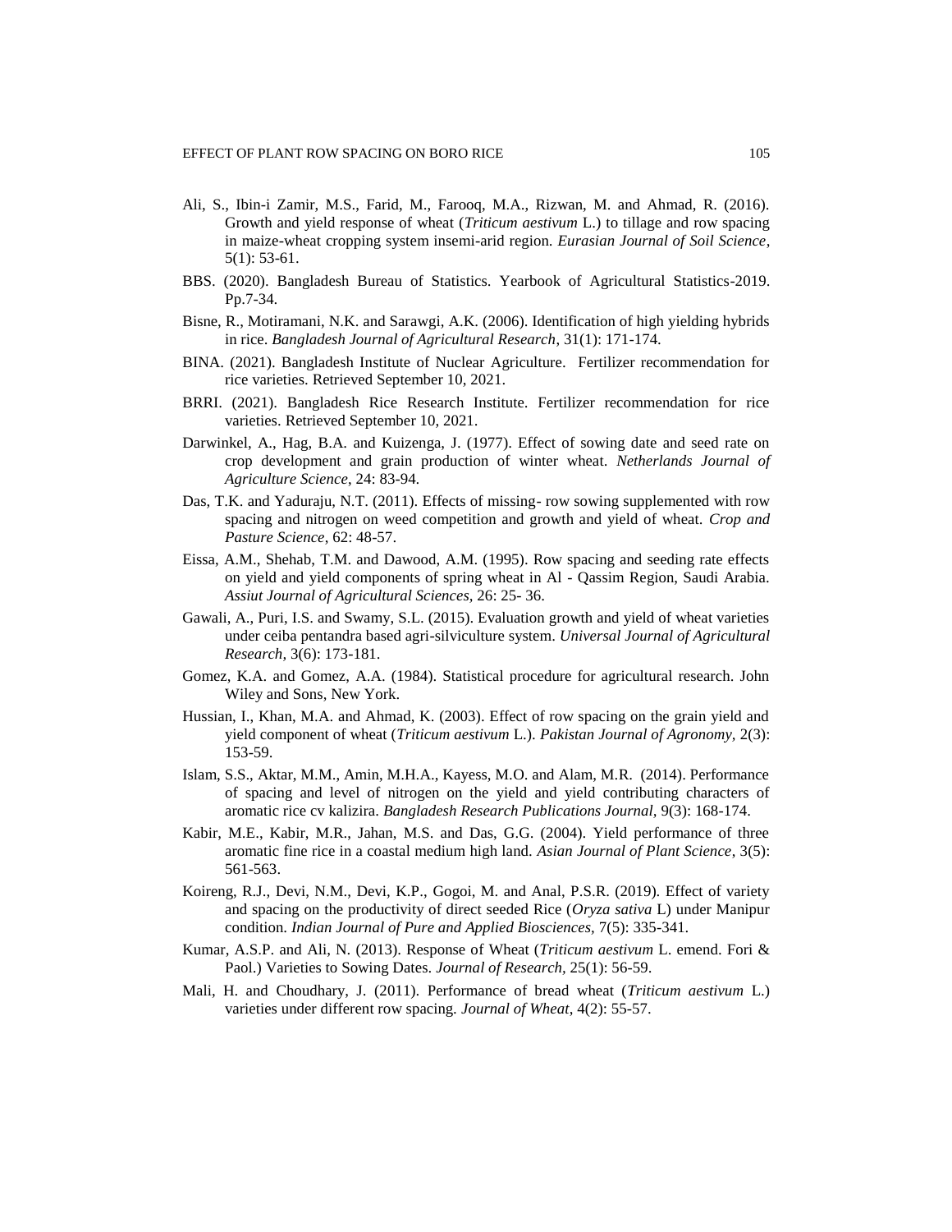Ali, S., Ibin-i Zamir, M.S., Farid, M., Farooq, M.A., Rizwan, M. and Ahmad, R. (2016). Growth and yield response of wheat (*Triticum aestivum* L.) to tillage and row spacing in maize-wheat cropping system insemi-arid region. *Eurasian Journal of Soil Science*, 5(1): 53-61.

BBS. (2020). Bangladesh Bureau of Statistics. Yearbook of Agricultural Statistics-2019. Pp.7-34.

Bisne, R., Motiramani, N.K. and Sarawgi, A.K. (2006). Identification of high yielding hybrids in rice. *Bangladesh Journal of Agricultural Research*, 31(1): 171-174.

BINA. (2021). Bangladesh Institute of Nuclear Agriculture. Fertilizer recommendation for rice varieties. Retrieved September 10, 2021.

BRRI. (2021). Bangladesh Rice Research Institute. Fertilizer recommendation for rice varieties. Retrieved September 10, 2021.

Darwinkel, A., Hag, B.A. and Kuizenga, J. (1977). Effect of sowing date and seed rate on crop development and grain production of winter wheat. *Netherlands Journal of Agriculture Science*, 24: 83-94.

Das, T.K. and Yaduraju, N.T. (2011). Effects of missing- row sowing supplemented with row spacing and nitrogen on weed competition and growth and yield of wheat. *Crop and Pasture Science*, 62: 48-57.

Eissa, A.M., Shehab, T.M. and Dawood, A.M. (1995). Row spacing and seeding rate effects on yield and yield components of spring wheat in Al - Qassim Region, Saudi Arabia. *Assiut Journal of Agricultural Sciences*, 26: 25- 36.

Gawali, A., Puri, I.S. and Swamy, S.L. (2015). Evaluation growth and yield of wheat varieties under ceiba pentandra based agri-silviculture system. *Universal Journal of Agricultural Research*, 3(6): 173-181.

Gomez, K.A. and Gomez, A.A. (1984). Statistical procedure for agricultural research. John Wiley and Sons, New York.

Hussian, I., Khan, M.A. and Ahmad, K. (2003). Effect of row spacing on the grain yield and yield component of wheat (*Triticum aestivum* L.). *Pakistan Journal of Agronomy*, 2(3): 153-59.

Islam, S.S., Aktar, M.M., Amin, M.H.A., Kayess, M.O. and Alam, M.R. (2014). Performance of spacing and level of nitrogen on the yield and yield contributing characters of aromatic rice cv kalizira. *Bangladesh Research Publications Journal*, 9(3): 168-174.

Kabir, M.E., Kabir, M.R., Jahan, M.S. and Das, G.G. (2004). Yield performance of three aromatic fine rice in a coastal medium high land. *Asian Journal of Plant Science*, 3(5): 561-563.

Koireng, R.J., Devi, N.M., Devi, K.P., Gogoi, M. and Anal, P.S.R. (2019). Effect of variety and spacing on the productivity of direct seeded Rice (*Oryza sativa* L) under Manipur condition. *Indian Journal of Pure and Applied Biosciences*, 7(5): 335-341.

Kumar, A.S.P. and Ali, N. (2013). Response of Wheat (*Triticum aestivum* L. emend. Fori & Paol.) Varieties to Sowing Dates. *Journal of Research*, 25(1): 56-59.

Mali, H. and Choudhary, J. (2011). Performance of bread wheat (*Triticum aestivum* L.) varieties under different row spacing. *Journal of Wheat*, 4(2): 55-57.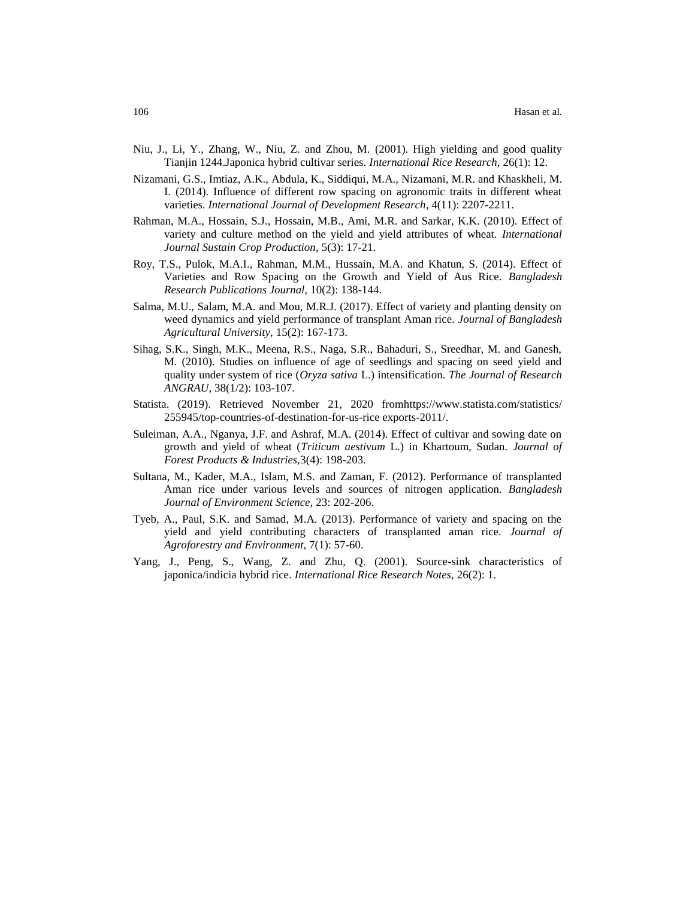Niu, J., Li, Y., Zhang, W., Niu, Z. and Zhou, M. (2001). High yielding and good quality Tianjin 1244.Japonica hybrid cultivar series. *International Rice Research,* 26(1): 12.

Nizamani, G.S., Imtiaz, A.K., Abdula, K., Siddiqui, M.A., Nizamani, M.R. and Khaskheli, M. I. (2014). Influence of different row spacing on agronomic traits in different wheat varieties. *International Journal of Development Research*, 4(11): 2207-2211.

Rahman, M.A., Hossain, S.J., Hossain, M.B., Ami, M.R. and Sarkar, K.K. (2010). Effect of variety and culture method on the yield and yield attributes of wheat. *International Journal Sustain Crop Production*, 5(3): 17-21.

Roy, T.S., Pulok, M.A.I., Rahman, M.M., Hussain, M.A. and Khatun, S. (2014). Effect of Varieties and Row Spacing on the Growth and Yield of Aus Rice. *Bangladesh Research Publications Journal,* 10(2): 138-144.

Salma, M.U., Salam, M.A. and Mou, M.R.J. (2017). Effect of variety and planting density on weed dynamics and yield performance of transplant Aman rice. *Journal of Bangladesh Agricultural University*, 15(2): 167-173.

Sihag, S.K., Singh, M.K., Meena, R.S., Naga, S.R., Bahaduri, S., Sreedhar, M. and Ganesh, M. (2010). Studies on influence of age of seedlings and spacing on seed yield and quality under system of rice (*Oryza sativa* L.) intensification. *The Journal of Research ANGRAU,* 38(1/2): 103-107.

Statista. (2019). Retrieved November 21, 2020 fromhttps://www.statista.com/statistics/255945/top-countries-of-destination-for-us-rice exports-2011/.

Suleiman, A.A., Nganya, J.F. and Ashraf, M.A. (2014). Effect of cultivar and sowing date on growth and yield of wheat (*Triticum aestivum* L.) in Khartoum, Sudan. *Journal of Forest Products & Industries*,3(4): 198-203.

Sultana, M., Kader, M.A., Islam, M.S. and Zaman, F. (2012). Performance of transplanted Aman rice under various levels and sources of nitrogen application. *Bangladesh Journal of Environment Science,* 23: 202-206.

Tyeb, A., Paul, S.K. and Samad, M.A. (2013). Performance of variety and spacing on the yield and yield contributing characters of transplanted aman rice. *Journal of Agroforestry and Environment*, 7(1): 57-60.

Yang, J., Peng, S., Wang, Z. and Zhu, Q. (2001). Source-sink characteristics of japonica/indicia hybrid rice. *International Rice Research Notes,* 26(2): 1.